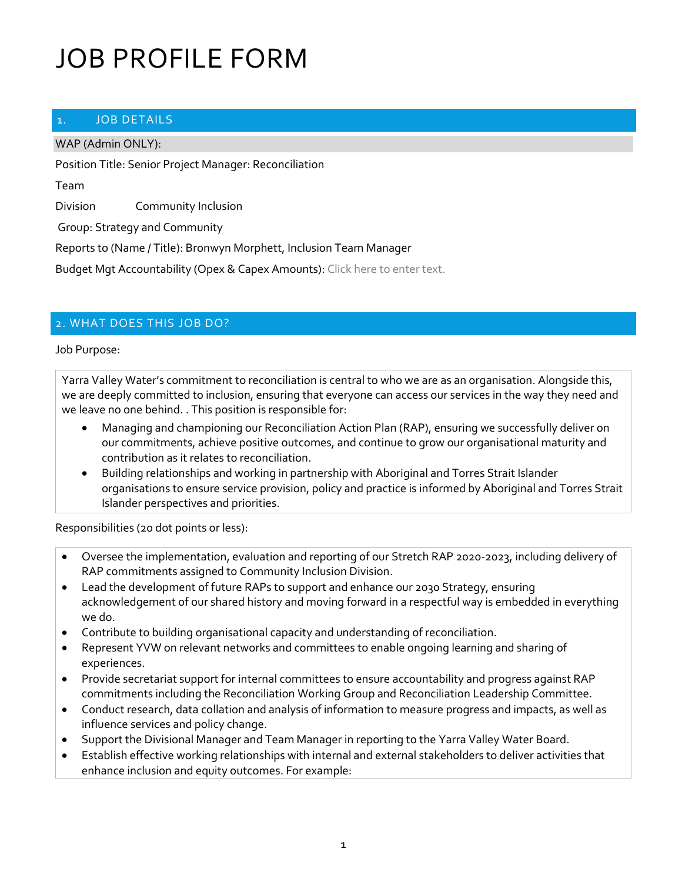# JOB PROFILE FORM

## 1. JOB DETAILS

WAP (Admin ONLY):

Position Title: Senior Project Manager: Reconciliation

Team

Division Community Inclusion

Group: Strategy and Community

Reports to (Name / Title): Bronwyn Morphett, Inclusion Team Manager

Budget Mgt Accountability (Opex & Capex Amounts): Click here to enter text.

## 2. WHAT DOES THIS JOB DO?

Job Purpose:

Yarra Valley Water's commitment to reconciliation is central to who we are as an organisation. Alongside this, we are deeply committed to inclusion, ensuring that everyone can access our services in the way they need and we leave no one behind. . This position is responsible for:

- Managing and championing our Reconciliation Action Plan (RAP), ensuring we successfully deliver on our commitments, achieve positive outcomes, and continue to grow our organisational maturity and contribution as it relates to reconciliation.
- Building relationships and working in partnership with Aboriginal and Torres Strait Islander organisations to ensure service provision, policy and practice is informed by Aboriginal and Torres Strait Islander perspectives and priorities.

Responsibilities (20 dot points or less):

- Oversee the implementation, evaluation and reporting of our Stretch RAP 2020-2023, including delivery of RAP commitments assigned to Community Inclusion Division.
- Lead the development of future RAPs to support and enhance our 2030 Strategy, ensuring acknowledgement of our shared history and moving forward in a respectful way is embedded in everything we do.
- Contribute to building organisational capacity and understanding of reconciliation.
- Represent YVW on relevant networks and committees to enable ongoing learning and sharing of experiences.
- Provide secretariat support for internal committees to ensure accountability and progress against RAP commitments including the Reconciliation Working Group and Reconciliation Leadership Committee.
- Conduct research, data collation and analysis of information to measure progress and impacts, as well as influence services and policy change.
- Support the Divisional Manager and Team Manager in reporting to the Yarra Valley Water Board.
- Establish effective working relationships with internal and external stakeholders to deliver activities that enhance inclusion and equity outcomes. For example: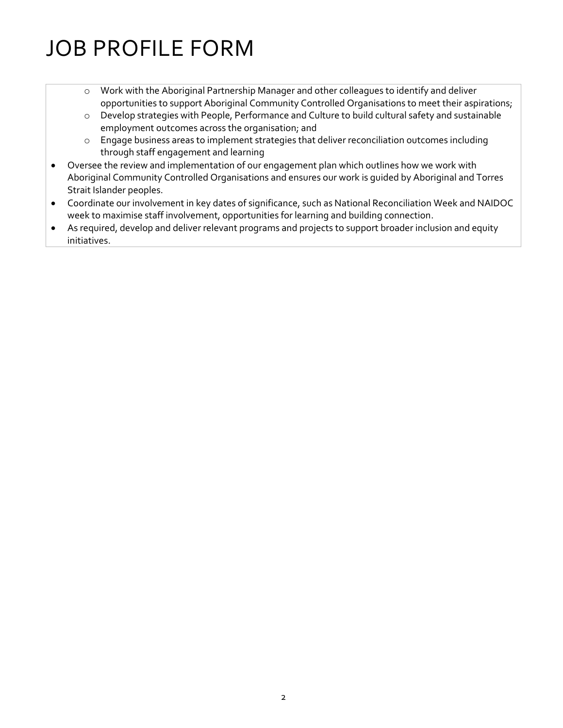# JOB PROFILE FORM

  - Work with the Aboriginal Partnership Manager and other colleagues to identify and deliver opportunities to support Aboriginal Community Controlled Organisations to meet their aspirations;
  - Develop strategies with People, Performance and Culture to build cultural safety and sustainable employment outcomes across the organisation; and
  - Engage business areas to implement strategies that deliver reconciliation outcomes including through staff engagement and learning
- Oversee the review and implementation of our engagement plan which outlines how we work with Aboriginal Community Controlled Organisations and ensures our work is guided by Aboriginal and Torres Strait Islander peoples.
- Coordinate our involvement in key dates of significance, such as National Reconciliation Week and NAIDOC week to maximise staff involvement, opportunities for learning and building connection.
- As required, develop and deliver relevant programs and projects to support broader inclusion and equity initiatives.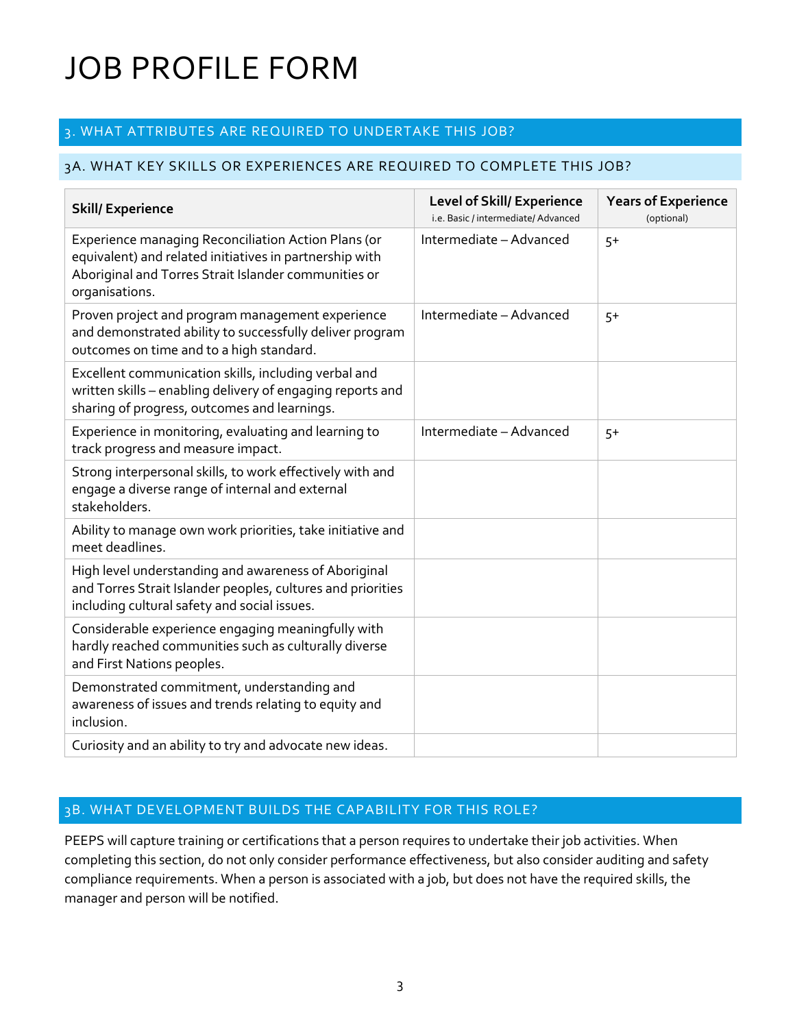# JOB PROFILE FORM

## 3. WHAT ATTRIBUTES ARE REQUIRED TO UNDERTAKE THIS JOB?

### 3A. WHAT KEY SKILLS OR EXPERIENCES ARE REQUIRED TO COMPLETE THIS JOB?

| Skill/ Experience | Level of Skill/ Experience i.e. Basic / intermediate/ Advanced | Years of Experience (optional) |
|---|---|---|
| Experience managing Reconciliation Action Plans (or equivalent) and related initiatives in partnership with Aboriginal and Torres Strait Islander communities or organisations. | Intermediate – Advanced | 5+ |
| Proven project and program management experience and demonstrated ability to successfully deliver program outcomes on time and to a high standard. | Intermediate – Advanced | 5+ |
| Excellent communication skills, including verbal and written skills – enabling delivery of engaging reports and sharing of progress, outcomes and learnings. | | |
| Experience in monitoring, evaluating and learning to track progress and measure impact. | Intermediate – Advanced | 5+ |
| Strong interpersonal skills, to work effectively with and engage a diverse range of internal and external stakeholders. | | |
| Ability to manage own work priorities, take initiative and meet deadlines. | | |
| High level understanding and awareness of Aboriginal and Torres Strait Islander peoples, cultures and priorities including cultural safety and social issues. | | |
| Considerable experience engaging meaningfully with hardly reached communities such as culturally diverse and First Nations peoples. | | |
| Demonstrated commitment, understanding and awareness of issues and trends relating to equity and inclusion. | | |
| Curiosity and an ability to try and advocate new ideas. | | |

## 3B. WHAT DEVELOPMENT BUILDS THE CAPABILITY FOR THIS ROLE?

PEEPS will capture training or certifications that a person requires to undertake their job activities. When completing this section, do not only consider performance effectiveness, but also consider auditing and safety compliance requirements. When a person is associated with a job, but does not have the required skills, the manager and person will be notified.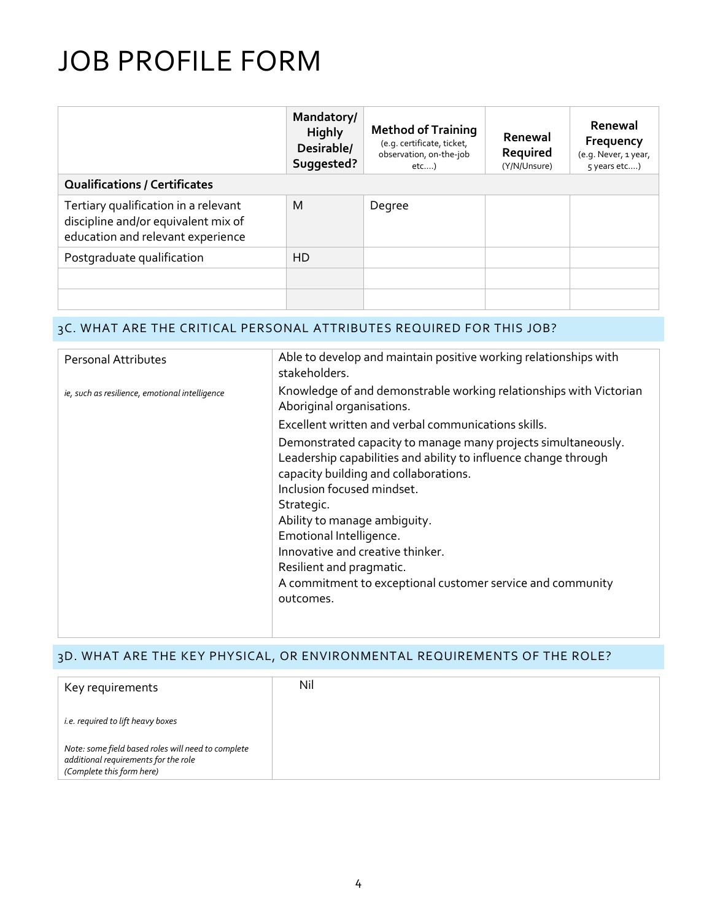# JOB PROFILE FORM

| | Mandatory/ Highly Desirable/ Suggested? | Method of Training (e.g. certificate, ticket, observation, on-the-job etc….) | Renewal Required (Y/N/Unsure) | Renewal Frequency (e.g. Never, 1 year, 5 years etc….) |
|---|---|---|---|---|
| **Qualifications / Certificates** | | | | |
| Tertiary qualification in a relevant discipline and/or equivalent mix of education and relevant experience | M | Degree | | |
| Postgraduate qualification | HD | | | |
| | | | | |
| | | | | |

## 3C. WHAT ARE THE CRITICAL PERSONAL ATTRIBUTES REQUIRED FOR THIS JOB?

| | |
|---|---|
| Personal Attributes<br><br>*ie, such as resilience, emotional intelligence* | Able to develop and maintain positive working relationships with stakeholders.<br>Knowledge of and demonstrable working relationships with Victorian Aboriginal organisations.<br>Excellent written and verbal communications skills.<br>Demonstrated capacity to manage many projects simultaneously.<br>Leadership capabilities and ability to influence change through capacity building and collaborations.<br>Inclusion focused mindset.<br>Strategic.<br>Ability to manage ambiguity.<br>Emotional Intelligence.<br>Innovative and creative thinker.<br>Resilient and pragmatic.<br>A commitment to exceptional customer service and community outcomes. |

## 3D. WHAT ARE THE KEY PHYSICAL, OR ENVIRONMENTAL REQUIREMENTS OF THE ROLE?

| | |
|---|---|
| Key requirements<br><br>*i.e. required to lift heavy boxes*<br><br>*Note: some field based roles will need to complete additional requirements for the role (Complete this form here)* | Nil |